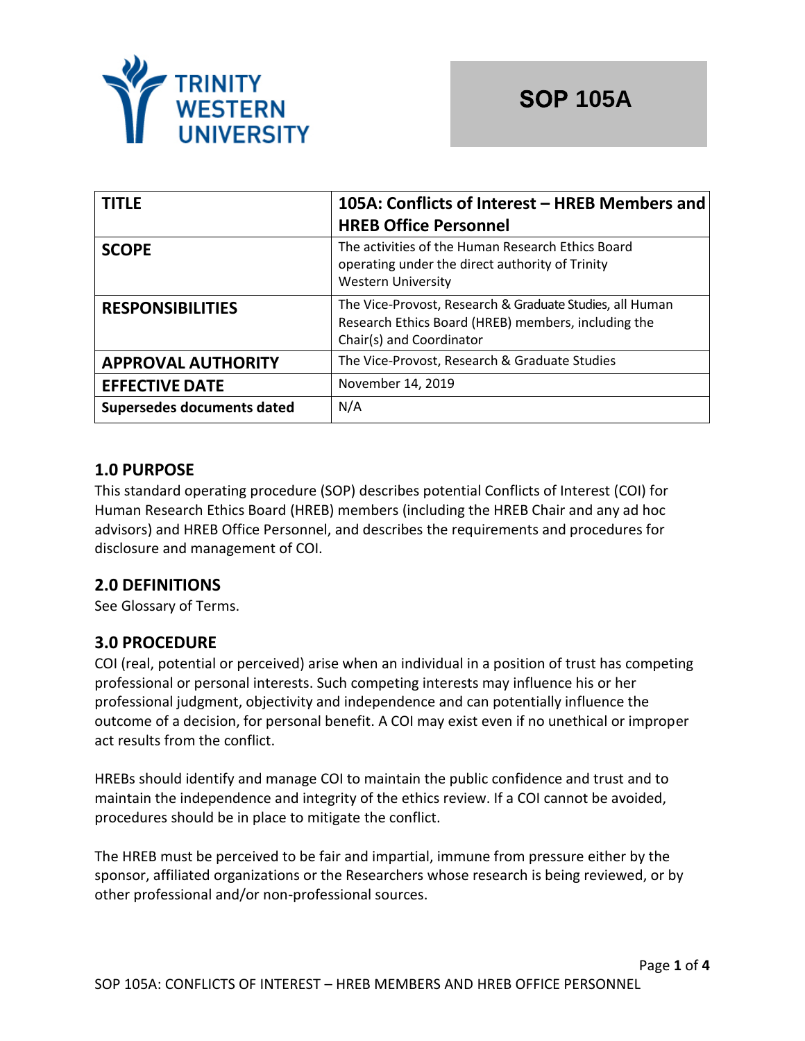TRINITY WESTERN UNIVERSITY

# SOP 105A

| | |
|---|---|
| **TITLE** | **105A: Conflicts of Interest – HREB Members and HREB Office Personnel** |
| **SCOPE** | The activities of the Human Research Ethics Board operating under the direct authority of Trinity Western University |
| **RESPONSIBILITIES** | The Vice-Provost, Research & Graduate Studies, all Human Research Ethics Board (HREB) members, including the Chair(s) and Coordinator |
| **APPROVAL AUTHORITY** | The Vice-Provost, Research & Graduate Studies |
| **EFFECTIVE DATE** | November 14, 2019 |
| **Supersedes documents dated** | N/A |

## 1.0 PURPOSE

This standard operating procedure (SOP) describes potential Conflicts of Interest (COI) for Human Research Ethics Board (HREB) members (including the HREB Chair and any ad hoc advisors) and HREB Office Personnel, and describes the requirements and procedures for disclosure and management of COI.

## 2.0 DEFINITIONS

See Glossary of Terms.

## 3.0 PROCEDURE

COI (real, potential or perceived) arise when an individual in a position of trust has competing professional or personal interests. Such competing interests may influence his or her professional judgment, objectivity and independence and can potentially influence the outcome of a decision, for personal benefit. A COI may exist even if no unethical or improper act results from the conflict.

HREBs should identify and manage COI to maintain the public confidence and trust and to maintain the independence and integrity of the ethics review. If a COI cannot be avoided, procedures should be in place to mitigate the conflict.

The HREB must be perceived to be fair and impartial, immune from pressure either by the sponsor, affiliated organizations or the Researchers whose research is being reviewed, or by other professional and/or non-professional sources.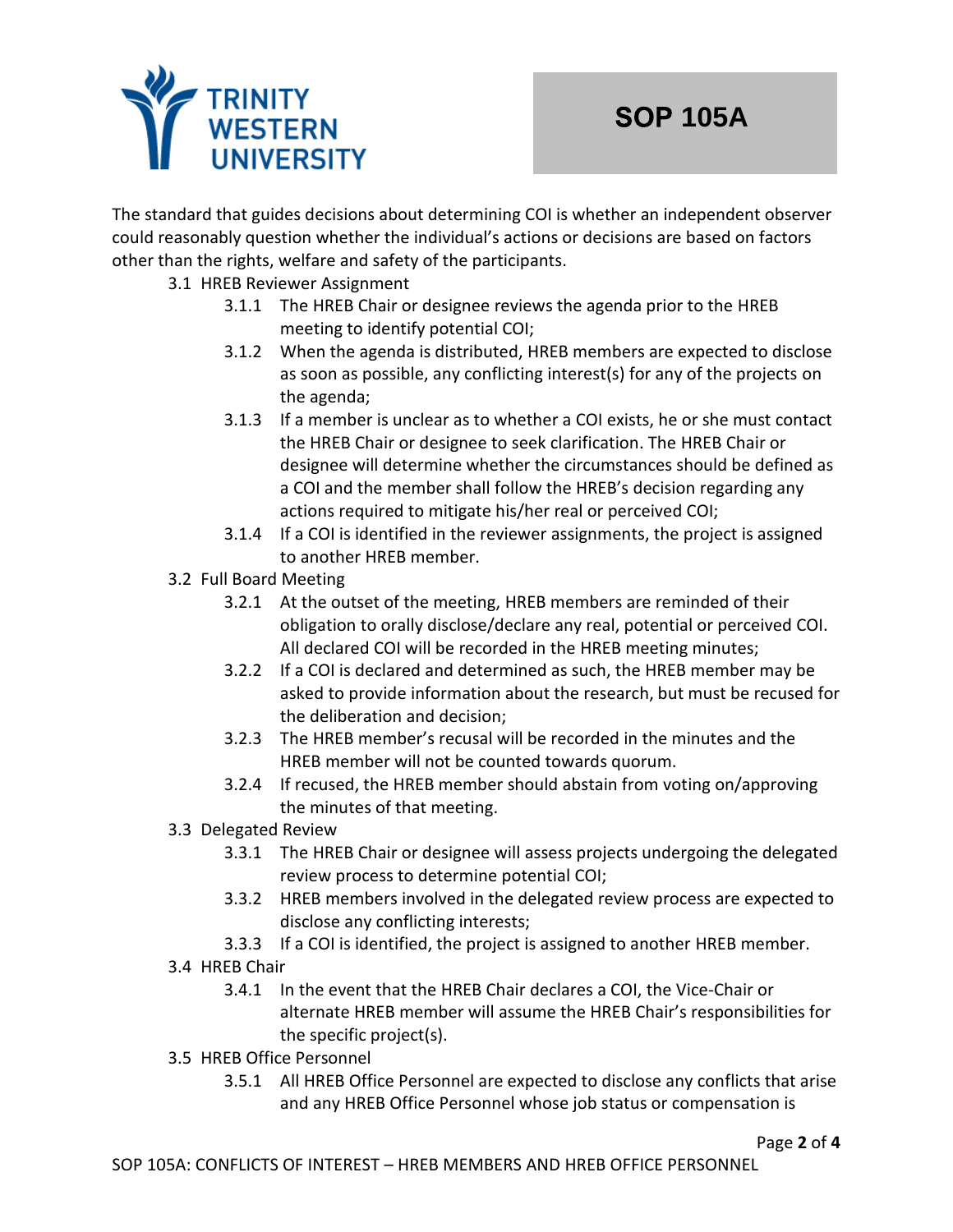The standard that guides decisions about determining COI is whether an independent observer could reasonably question whether the individual's actions or decisions are based on factors other than the rights, welfare and safety of the participants.

- 3.1 HREB Reviewer Assignment
  - 3.1.1 The HREB Chair or designee reviews the agenda prior to the HREB meeting to identify potential COI;
  - 3.1.2 When the agenda is distributed, HREB members are expected to disclose as soon as possible, any conflicting interest(s) for any of the projects on the agenda;
  - 3.1.3 If a member is unclear as to whether a COI exists, he or she must contact the HREB Chair or designee to seek clarification. The HREB Chair or designee will determine whether the circumstances should be defined as a COI and the member shall follow the HREB's decision regarding any actions required to mitigate his/her real or perceived COI;
  - 3.1.4 If a COI is identified in the reviewer assignments, the project is assigned to another HREB member.
- 3.2 Full Board Meeting
  - 3.2.1 At the outset of the meeting, HREB members are reminded of their obligation to orally disclose/declare any real, potential or perceived COI. All declared COI will be recorded in the HREB meeting minutes;
  - 3.2.2 If a COI is declared and determined as such, the HREB member may be asked to provide information about the research, but must be recused for the deliberation and decision;
  - 3.2.3 The HREB member's recusal will be recorded in the minutes and the HREB member will not be counted towards quorum.
  - 3.2.4 If recused, the HREB member should abstain from voting on/approving the minutes of that meeting.
- 3.3 Delegated Review
  - 3.3.1 The HREB Chair or designee will assess projects undergoing the delegated review process to determine potential COI;
  - 3.3.2 HREB members involved in the delegated review process are expected to disclose any conflicting interests;
  - 3.3.3 If a COI is identified, the project is assigned to another HREB member.
- 3.4 HREB Chair
  - 3.4.1 In the event that the HREB Chair declares a COI, the Vice-Chair or alternate HREB member will assume the HREB Chair's responsibilities for the specific project(s).
- 3.5 HREB Office Personnel
  - 3.5.1 All HREB Office Personnel are expected to disclose any conflicts that arise and any HREB Office Personnel whose job status or compensation is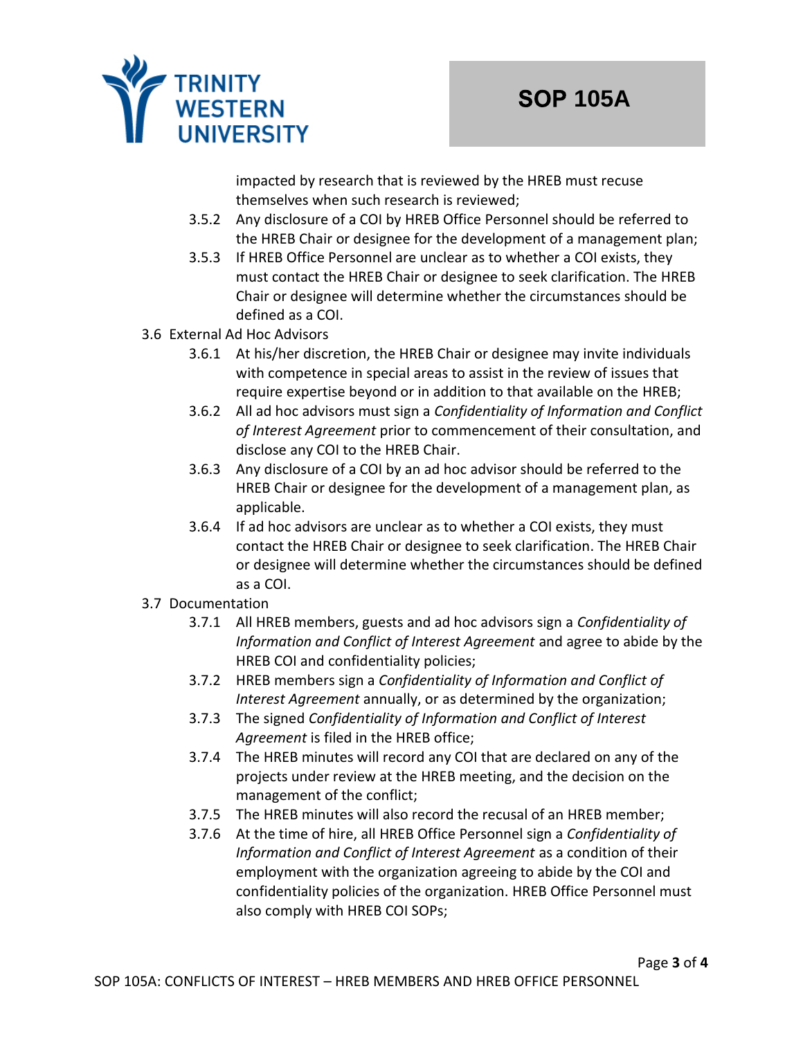impacted by research that is reviewed by the HREB must recuse themselves when such research is reviewed;

- 3.5.2 Any disclosure of a COI by HREB Office Personnel should be referred to the HREB Chair or designee for the development of a management plan;
- 3.5.3 If HREB Office Personnel are unclear as to whether a COI exists, they must contact the HREB Chair or designee to seek clarification. The HREB Chair or designee will determine whether the circumstances should be defined as a COI.

3.6 External Ad Hoc Advisors

- 3.6.1 At his/her discretion, the HREB Chair or designee may invite individuals with competence in special areas to assist in the review of issues that require expertise beyond or in addition to that available on the HREB;
- 3.6.2 All ad hoc advisors must sign a *Confidentiality of Information and Conflict of Interest Agreement* prior to commencement of their consultation, and disclose any COI to the HREB Chair.
- 3.6.3 Any disclosure of a COI by an ad hoc advisor should be referred to the HREB Chair or designee for the development of a management plan, as applicable.
- 3.6.4 If ad hoc advisors are unclear as to whether a COI exists, they must contact the HREB Chair or designee to seek clarification. The HREB Chair or designee will determine whether the circumstances should be defined as a COI.

3.7 Documentation

- 3.7.1 All HREB members, guests and ad hoc advisors sign a *Confidentiality of Information and Conflict of Interest Agreement* and agree to abide by the HREB COI and confidentiality policies;
- 3.7.2 HREB members sign a *Confidentiality of Information and Conflict of Interest Agreement* annually, or as determined by the organization;
- 3.7.3 The signed *Confidentiality of Information and Conflict of Interest Agreement* is filed in the HREB office;
- 3.7.4 The HREB minutes will record any COI that are declared on any of the projects under review at the HREB meeting, and the decision on the management of the conflict;
- 3.7.5 The HREB minutes will also record the recusal of an HREB member;
- 3.7.6 At the time of hire, all HREB Office Personnel sign a *Confidentiality of Information and Conflict of Interest Agreement* as a condition of their employment with the organization agreeing to abide by the COI and confidentiality policies of the organization. HREB Office Personnel must also comply with HREB COI SOPs;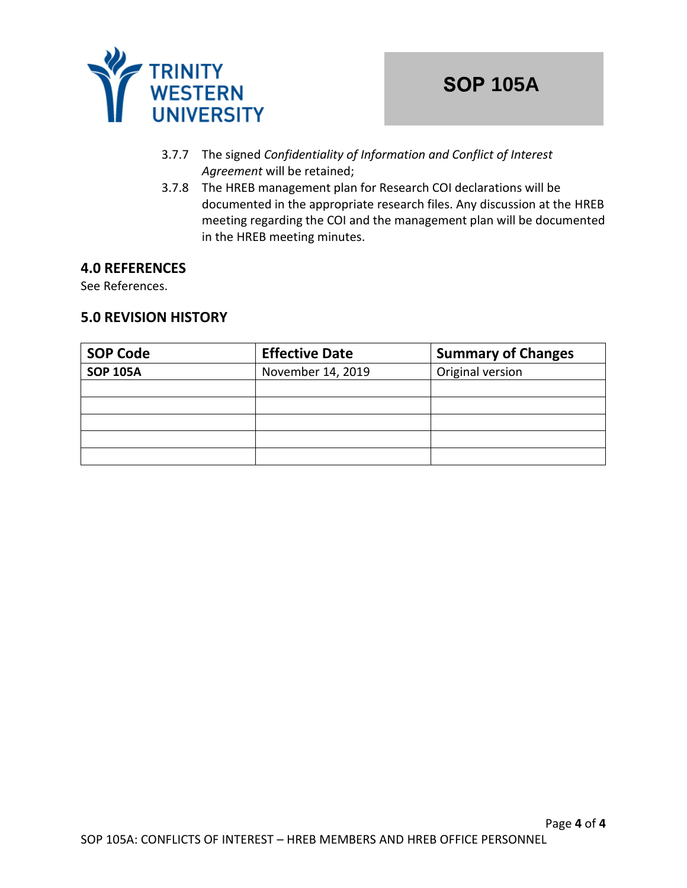3.7.7 The signed *Confidentiality of Information and Conflict of Interest Agreement* will be retained;

3.7.8 The HREB management plan for Research COI declarations will be documented in the appropriate research files. Any discussion at the HREB meeting regarding the COI and the management plan will be documented in the HREB meeting minutes.

## 4.0 REFERENCES

See References.

## 5.0 REVISION HISTORY

| SOP Code | Effective Date | Summary of Changes |
|---|---|---|
| **SOP 105A** | November 14, 2019 | Original version |
| | | |
| | | |
| | | |
| | | |
| | | |